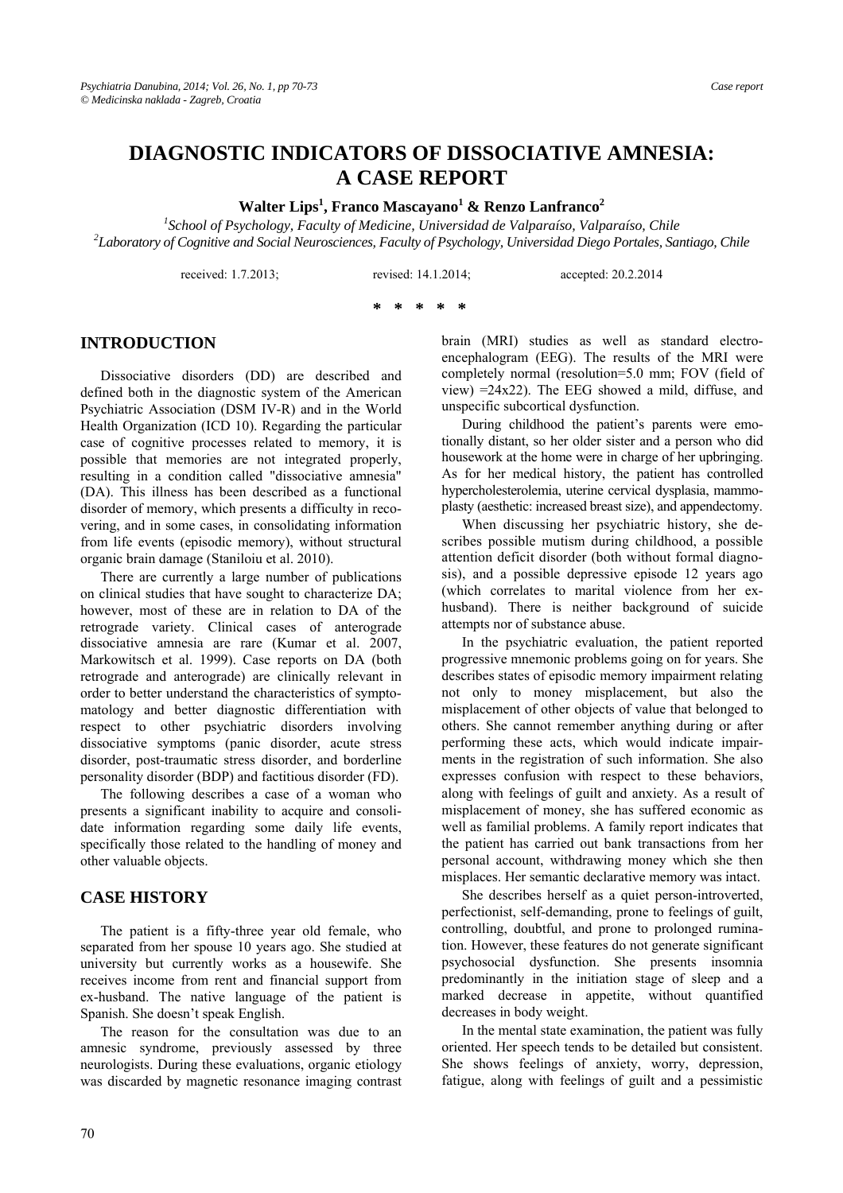# DIAGNOSTIC INDICATORS OF DISSOCIATIVE AMNESIA: A CASE REPORT

**Walter Lips[1], Franco Mascayano[1] & Renzo Lanfranco[2]**

*[1]School of Psychology, Faculty of Medicine, Universidad de Valparaíso, Valparaíso, Chile*
*[2]Laboratory of Cognitive and Social Neurosciences, Faculty of Psychology, Universidad Diego Portales, Santiago, Chile*

received: 1.7.2013; revised: 14.1.2014; accepted: 20.2.2014

\* \* \* \* \*

## INTRODUCTION

Dissociative disorders (DD) are described and defined both in the diagnostic system of the American Psychiatric Association (DSM IV-R) and in the World Health Organization (ICD 10). Regarding the particular case of cognitive processes related to memory, it is possible that memories are not integrated properly, resulting in a condition called "dissociative amnesia" (DA). This illness has been described as a functional disorder of memory, which presents a difficulty in recovering, and in some cases, in consolidating information from life events (episodic memory), without structural organic brain damage (Staniloiu et al. 2010).

There are currently a large number of publications on clinical studies that have sought to characterize DA; however, most of these are in relation to DA of the retrograde variety. Clinical cases of anterograde dissociative amnesia are rare (Kumar et al. 2007, Markowitsch et al. 1999). Case reports on DA (both retrograde and anterograde) are clinically relevant in order to better understand the characteristics of symptomatology and better diagnostic differentiation with respect to other psychiatric disorders involving dissociative symptoms (panic disorder, acute stress disorder, post-traumatic stress disorder, and borderline personality disorder (BDP) and factitious disorder (FD).

The following describes a case of a woman who presents a significant inability to acquire and consolidate information regarding some daily life events, specifically those related to the handling of money and other valuable objects.

## CASE HISTORY

The patient is a fifty-three year old female, who separated from her spouse 10 years ago. She studied at university but currently works as a housewife. She receives income from rent and financial support from ex-husband. The native language of the patient is Spanish. She doesn't speak English.

The reason for the consultation was due to an amnesic syndrome, previously assessed by three neurologists. During these evaluations, organic etiology was discarded by magnetic resonance imaging contrast brain (MRI) studies as well as standard electroencephalogram (EEG). The results of the MRI were completely normal (resolution=5.0 mm; FOV (field of view) =24x22). The EEG showed a mild, diffuse, and unspecific subcortical dysfunction.

During childhood the patient's parents were emotionally distant, so her older sister and a person who did housework at the home were in charge of her upbringing. As for her medical history, the patient has controlled hypercholesterolemia, uterine cervical dysplasia, mammoplasty (aesthetic: increased breast size), and appendectomy.

When discussing her psychiatric history, she describes possible mutism during childhood, a possible attention deficit disorder (both without formal diagnosis), and a possible depressive episode 12 years ago (which correlates to marital violence from her ex-husband). There is neither background of suicide attempts nor of substance abuse.

In the psychiatric evaluation, the patient reported progressive mnemonic problems going on for years. She describes states of episodic memory impairment relating not only to money misplacement, but also the misplacement of other objects of value that belonged to others. She cannot remember anything during or after performing these acts, which would indicate impairments in the registration of such information. She also expresses confusion with respect to these behaviors, along with feelings of guilt and anxiety. As a result of misplacement of money, she has suffered economic as well as familial problems. A family report indicates that the patient has carried out bank transactions from her personal account, withdrawing money which she then misplaces. Her semantic declarative memory was intact.

She describes herself as a quiet person-introverted, perfectionist, self-demanding, prone to feelings of guilt, controlling, doubtful, and prone to prolonged rumination. However, these features do not generate significant psychosocial dysfunction. She presents insomnia predominantly in the initiation stage of sleep and a marked decrease in appetite, without quantified decreases in body weight.

In the mental state examination, the patient was fully oriented. Her speech tends to be detailed but consistent. She shows feelings of anxiety, worry, depression, fatigue, along with feelings of guilt and a pessimistic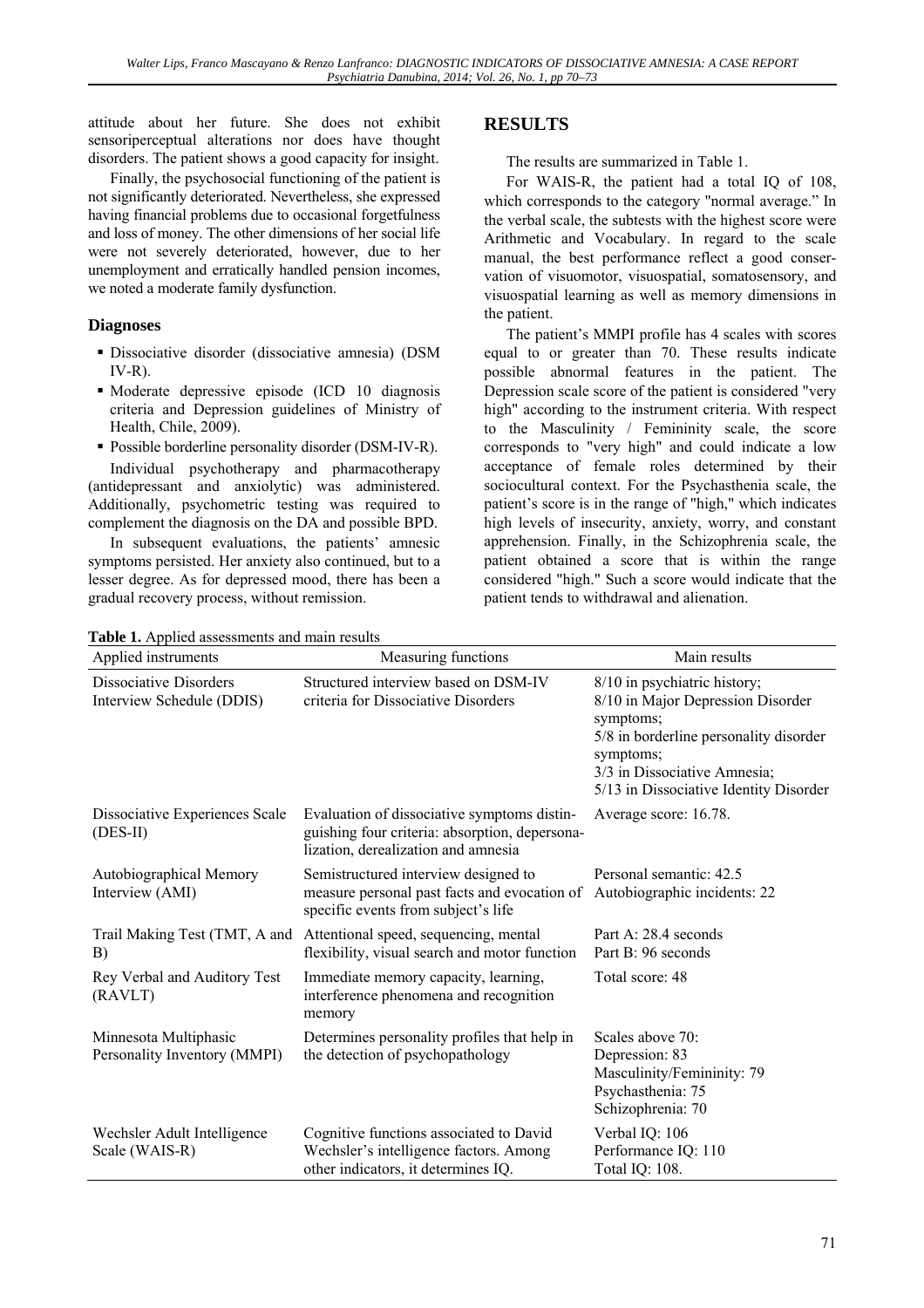attitude about her future. She does not exhibit sensoriperceptual alterations nor does have thought disorders. The patient shows a good capacity for insight.

Finally, the psychosocial functioning of the patient is not significantly deteriorated. Nevertheless, she expressed having financial problems due to occasional forgetfulness and loss of money. The other dimensions of her social life were not severely deteriorated, however, due to her unemployment and erratically handled pension incomes, we noted a moderate family dysfunction.

### Diagnoses

- Dissociative disorder (dissociative amnesia) (DSM IV-R).
- Moderate depressive episode (ICD 10 diagnosis criteria and Depression guidelines of Ministry of Health, Chile, 2009).
- Possible borderline personality disorder (DSM-IV-R).

Individual psychotherapy and pharmacotherapy (antidepressant and anxiolytic) was administered. Additionally, psychometric testing was required to complement the diagnosis on the DA and possible BPD.

In subsequent evaluations, the patients' amnesic symptoms persisted. Her anxiety also continued, but to a lesser degree. As for depressed mood, there has been a gradual recovery process, without remission.

## RESULTS

The results are summarized in Table 1.

For WAIS-R, the patient had a total IQ of 108, which corresponds to the category "normal average." In the verbal scale, the subtests with the highest score were Arithmetic and Vocabulary. In regard to the scale manual, the best performance reflect a good conservation of visuomotor, visuospatial, somatosensory, and visuospatial learning as well as memory dimensions in the patient.

The patient's MMPI profile has 4 scales with scores equal to or greater than 70. These results indicate possible abnormal features in the patient. The Depression scale score of the patient is considered "very high" according to the instrument criteria. With respect to the Masculinity / Femininity scale, the score corresponds to "very high" and could indicate a low acceptance of female roles determined by their sociocultural context. For the Psychasthenia scale, the patient's score is in the range of "high," which indicates high levels of insecurity, anxiety, worry, and constant apprehension. Finally, in the Schizophrenia scale, the patient obtained a score that is within the range considered "high." Such a score would indicate that the patient tends to withdrawal and alienation.

**Table 1.** Applied assessments and main results

| Applied instruments | Measuring functions | Main results |
|---|---|---|
| Dissociative Disorders Interview Schedule (DDIS) | Structured interview based on DSM-IV criteria for Dissociative Disorders | 8/10 in psychiatric history;<br>8/10 in Major Depression Disorder symptoms;<br>5/8 in borderline personality disorder symptoms;<br>3/3 in Dissociative Amnesia;<br>5/13 in Dissociative Identity Disorder |
| Dissociative Experiences Scale (DES-II) | Evaluation of dissociative symptoms distinguishing four criteria: absorption, depersonalization, derealization and amnesia | Average score: 16.78. |
| Autobiographical Memory Interview (AMI) | Semistructured interview designed to measure personal past facts and evocation of specific events from subject's life | Personal semantic: 42.5<br>Autobiographic incidents: 22 |
| Trail Making Test (TMT, A and B) | Attentional speed, sequencing, mental flexibility, visual search and motor function | Part A: 28.4 seconds<br>Part B: 96 seconds |
| Rey Verbal and Auditory Test (RAVLT) | Immediate memory capacity, learning, interference phenomena and recognition memory | Total score: 48 |
| Minnesota Multiphasic Personality Inventory (MMPI) | Determines personality profiles that help in the detection of psychopathology | Scales above 70:<br>Depression: 83<br>Masculinity/Femininity: 79<br>Psychasthenia: 75<br>Schizophrenia: 70 |
| Wechsler Adult Intelligence Scale (WAIS-R) | Cognitive functions associated to David Wechsler's intelligence factors. Among other indicators, it determines IQ. | Verbal IQ: 106<br>Performance IQ: 110<br>Total IQ: 108. |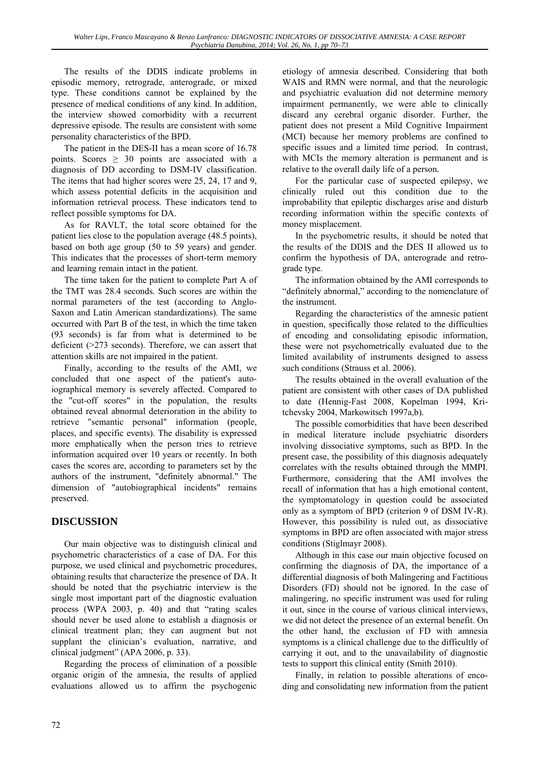The results of the DDIS indicate problems in episodic memory, retrograde, anterograde, or mixed type. These conditions cannot be explained by the presence of medical conditions of any kind. In addition, the interview showed comorbidity with a recurrent depressive episode. The results are consistent with some personality characteristics of the BPD.

The patient in the DES-II has a mean score of 16.78 points. Scores $\geq$ 30 points are associated with a diagnosis of DD according to DSM-IV classification. The items that had higher scores were 25, 24, 17 and 9, which assess potential deficits in the acquisition and information retrieval process. These indicators tend to reflect possible symptoms for DA.

As for RAVLT, the total score obtained for the patient lies close to the population average (48.5 points), based on both age group (50 to 59 years) and gender. This indicates that the processes of short-term memory and learning remain intact in the patient.

The time taken for the patient to complete Part A of the TMT was 28.4 seconds. Such scores are within the normal parameters of the test (according to Anglo-Saxon and Latin American standardizations). The same occurred with Part B of the test, in which the time taken (93 seconds) is far from what is determined to be deficient (>273 seconds). Therefore, we can assert that attention skills are not impaired in the patient.

Finally, according to the results of the AMI, we concluded that one aspect of the patient's autoiographical memory is severely affected. Compared to the "cut-off scores" in the population, the results obtained reveal abnormal deterioration in the ability to retrieve "semantic personal" information (people, places, and specific events). The disability is expressed more emphatically when the person tries to retrieve information acquired over 10 years or recently. In both cases the scores are, according to parameters set by the authors of the instrument, "definitely abnormal." The dimension of "autobiographical incidents" remains preserved.

## DISCUSSION

Our main objective was to distinguish clinical and psychometric characteristics of a case of DA. For this purpose, we used clinical and psychometric procedures, obtaining results that characterize the presence of DA. It should be noted that the psychiatric interview is the single most important part of the diagnostic evaluation process (WPA 2003, p. 40) and that "rating scales should never be used alone to establish a diagnosis or clinical treatment plan; they can augment but not supplant the clinician's evaluation, narrative, and clinical judgment" (APA 2006, p. 33).

Regarding the process of elimination of a possible organic origin of the amnesia, the results of applied evaluations allowed us to affirm the psychogenic etiology of amnesia described. Considering that both WAIS and RMN were normal, and that the neurologic and psychiatric evaluation did not determine memory impairment permanently, we were able to clinically discard any cerebral organic disorder. Further, the patient does not present a Mild Cognitive Impairment (MCI) because her memory problems are confined to specific issues and a limited time period. In contrast, with MCIs the memory alteration is permanent and is relative to the overall daily life of a person.

For the particular case of suspected epilepsy, we clinically ruled out this condition due to the improbability that epileptic discharges arise and disturb recording information within the specific contexts of money misplacement.

In the psychometric results, it should be noted that the results of the DDIS and the DES II allowed us to confirm the hypothesis of DA, anterograde and retrograde type.

The information obtained by the AMI corresponds to "definitely abnormal," according to the nomenclature of the instrument.

Regarding the characteristics of the amnesic patient in question, specifically those related to the difficulties of encoding and consolidating episodic information, these were not psychometrically evaluated due to the limited availability of instruments designed to assess such conditions (Strauss et al. 2006).

The results obtained in the overall evaluation of the patient are consistent with other cases of DA published to date (Hennig-Fast 2008, Kopelman 1994, Kritchevsky 2004, Markowitsch 1997a,b).

The possible comorbidities that have been described in medical literature include psychiatric disorders involving dissociative symptoms, such as BPD. In the present case, the possibility of this diagnosis adequately correlates with the results obtained through the MMPI. Furthermore, considering that the AMI involves the recall of information that has a high emotional content, the symptomatology in question could be associated only as a symptom of BPD (criterion 9 of DSM IV-R). However, this possibility is ruled out, as dissociative symptoms in BPD are often associated with major stress conditions (Stiglmayr 2008).

Although in this case our main objective focused on confirming the diagnosis of DA, the importance of a differential diagnosis of both Malingering and Factitious Disorders (FD) should not be ignored. In the case of malingering, no specific instrument was used for ruling it out, since in the course of various clinical interviews, we did not detect the presence of an external benefit. On the other hand, the exclusion of FD with amnesia symptoms is a clinical challenge due to the difficultly of carrying it out, and to the unavailability of diagnostic tests to support this clinical entity (Smith 2010).

Finally, in relation to possible alterations of encoding and consolidating new information from the patient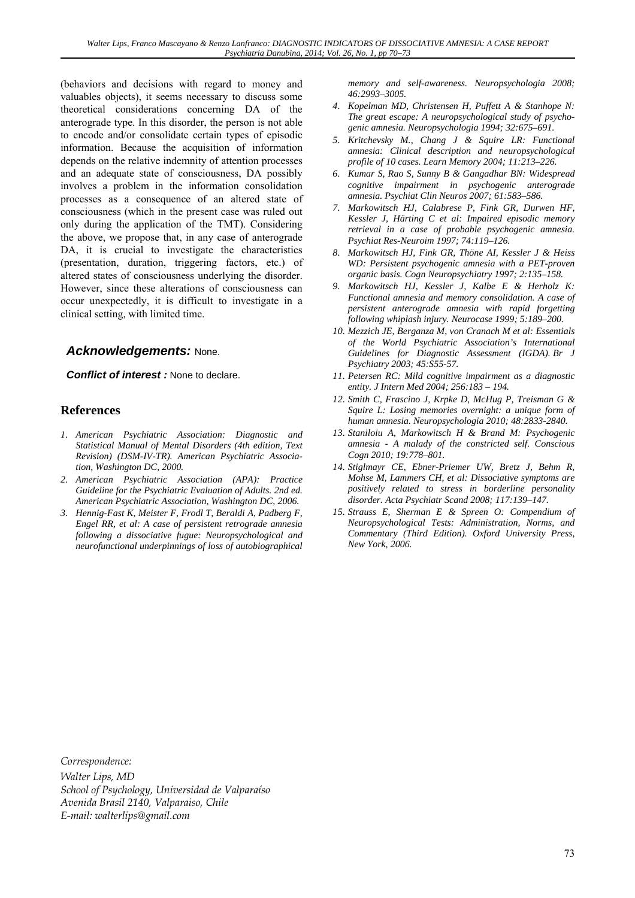(behaviors and decisions with regard to money and valuables objects), it seems necessary to discuss some theoretical considerations concerning DA of the anterograde type. In this disorder, the person is not able to encode and/or consolidate certain types of episodic information. Because the acquisition of information depends on the relative indemnity of attention processes and an adequate state of consciousness, DA possibly involves a problem in the information consolidation processes as a consequence of an altered state of consciousness (which in the present case was ruled out only during the application of the TMT). Considering the above, we propose that, in any case of anterograde DA, it is crucial to investigate the characteristics (presentation, duration, triggering factors, etc.) of altered states of consciousness underlying the disorder. However, since these alterations of consciousness can occur unexpectedly, it is difficult to investigate in a clinical setting, with limited time.

## ***Acknowledgements:*** None.

***Conflict of interest :*** None to declare.

## References

1. *American Psychiatric Association: Diagnostic and Statistical Manual of Mental Disorders (4th edition, Text Revision) (DSM-IV-TR). American Psychiatric Association, Washington DC, 2000.*
2. *American Psychiatric Association (APA): Practice Guideline for the Psychiatric Evaluation of Adults. 2nd ed. American Psychiatric Association, Washington DC, 2006.*
3. *Hennig-Fast K, Meister F, Frodl T, Beraldi A, Padberg F, Engel RR, et al: A case of persistent retrograde amnesia following a dissociative fugue: Neuropsychological and neurofunctional underpinnings of loss of autobiographical memory and self-awareness. Neuropsychologia 2008; 46:2993–3005.*
4. *Kopelman MD, Christensen H, Puffett A & Stanhope N: The great escape: A neuropsychological study of psychogenic amnesia. Neuropsychologia 1994; 32:675–691.*
5. *Kritchevsky M., Chang J & Squire LR: Functional amnesia: Clinical description and neuropsychological profile of 10 cases. Learn Memory 2004; 11:213–226.*
6. *Kumar S, Rao S, Sunny B & Gangadhar BN: Widespread cognitive impairment in psychogenic anterograde amnesia. Psychiat Clin Neuros 2007; 61:583–586.*
7. *Markowitsch HJ, Calabrese P, Fink GR, Durwen HF, Kessler J, Härting C et al: Impaired episodic memory retrieval in a case of probable psychogenic amnesia. Psychiat Res-Neuroim 1997; 74:119–126.*
8. *Markowitsch HJ, Fink GR, Thöne AI, Kessler J & Heiss WD: Persistent psychogenic amnesia with a PET-proven organic basis. Cogn Neuropsychiatry 1997; 2:135–158.*
9. *Markowitsch HJ, Kessler J, Kalbe E & Herholz K: Functional amnesia and memory consolidation. A case of persistent anterograde amnesia with rapid forgetting following whiplash injury. Neurocase 1999; 5:189–200.*
10. *Mezzich JE, Berganza M, von Cranach M et al: Essentials of the World Psychiatric Association's International Guidelines for Diagnostic Assessment (IGDA). Br J Psychiatry 2003; 45:S55-57.*
11. *Petersen RC: Mild cognitive impairment as a diagnostic entity. J Intern Med 2004; 256:183 – 194.*
12. *Smith C, Frascino J, Krpke D, McHug P, Treisman G & Squire L: Losing memories overnight: a unique form of human amnesia. Neuropsychologia 2010; 48:2833-2840.*
13. *Staniloiu A, Markowitsch H & Brand M: Psychogenic amnesia - A malady of the constricted self. Conscious Cogn 2010; 19:778–801.*
14. *Stiglmayr CE, Ebner-Priemer UW, Bretz J, Behm R, Mohse M, Lammers CH, et al: Dissociative symptoms are positively related to stress in borderline personality disorder. Acta Psychiatr Scand 2008; 117:139–147.*
15. *Strauss E, Sherman E & Spreen O: Compendium of Neuropsychological Tests: Administration, Norms, and Commentary (Third Edition). Oxford University Press, New York, 2006.*

*Correspondence:*
*Walter Lips, MD*
*School of Psychology, Universidad de Valparaíso*
*Avenida Brasil 2140, Valparaiso, Chile*
*E-mail: walterlips@gmail.com*